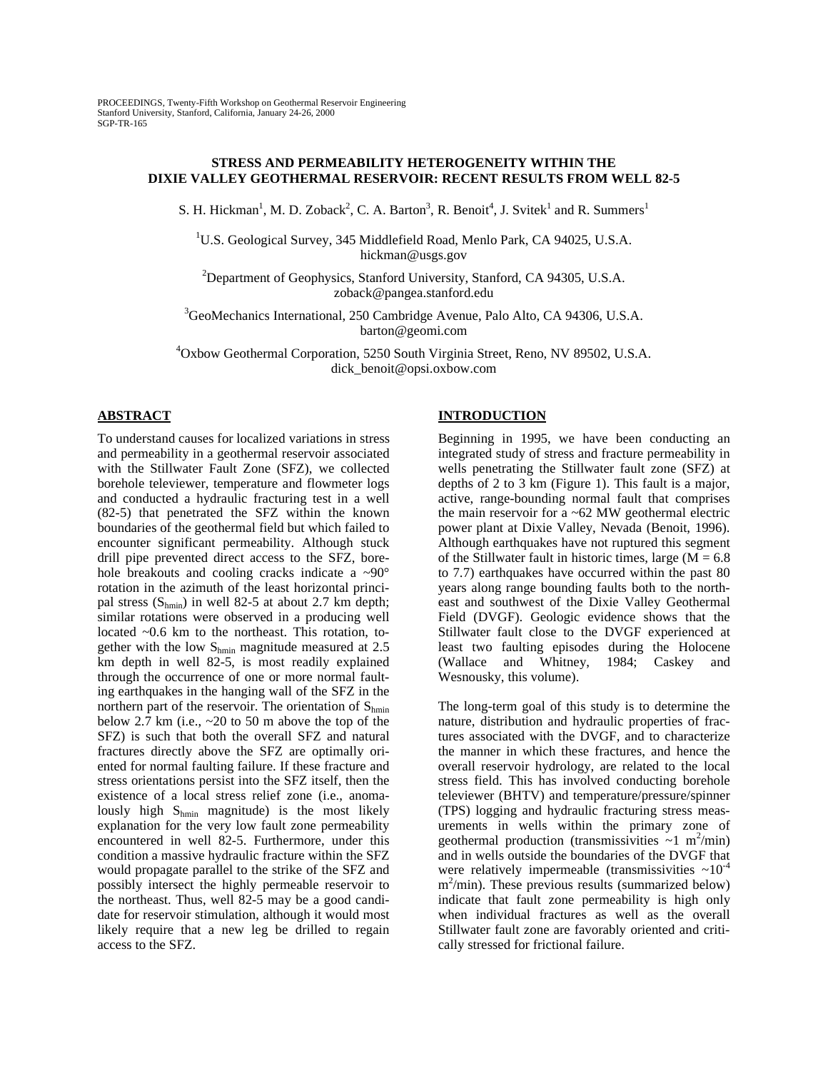PROCEEDINGS, Twenty-Fifth Workshop on Geothermal Reservoir Engineering
Stanford University, Stanford, California, January 24-26, 2000
SGP-TR-165

# STRESS AND PERMEABILITY HETEROGENEITY WITHIN THE DIXIE VALLEY GEOTHERMAL RESERVOIR: RECENT RESULTS FROM WELL 82-5

S. H. Hickman[1], M. D. Zoback[2], C. A. Barton[3], R. Benoit[4], J. Svitek[1] and R. Summers[1]

[1]U.S. Geological Survey, 345 Middlefield Road, Menlo Park, CA 94025, U.S.A.
hickman@usgs.gov

[2]Department of Geophysics, Stanford University, Stanford, CA 94305, U.S.A.
zoback@pangea.stanford.edu

[3]GeoMechanics International, 250 Cambridge Avenue, Palo Alto, CA 94306, U.S.A.
barton@geomi.com

[4]Oxbow Geothermal Corporation, 5250 South Virginia Street, Reno, NV 89502, U.S.A.
dick_benoit@opsi.oxbow.com

## ABSTRACT

To understand causes for localized variations in stress and permeability in a geothermal reservoir associated with the Stillwater Fault Zone (SFZ), we collected borehole televiewer, temperature and flowmeter logs and conducted a hydraulic fracturing test in a well (82-5) that penetrated the SFZ within the known boundaries of the geothermal field but which failed to encounter significant permeability. Although stuck drill pipe prevented direct access to the SFZ, borehole breakouts and cooling cracks indicate a ~90° rotation in the azimuth of the least horizontal principal stress ($S_{hmin}$) in well 82-5 at about 2.7 km depth; similar rotations were observed in a producing well located ~0.6 km to the northeast. This rotation, together with the low $S_{hmin}$ magnitude measured at 2.5 km depth in well 82-5, is most readily explained through the occurrence of one or more normal faulting earthquakes in the hanging wall of the SFZ in the northern part of the reservoir. The orientation of $S_{hmin}$ below 2.7 km (i.e., ~20 to 50 m above the top of the SFZ) is such that both the overall SFZ and natural fractures directly above the SFZ are optimally oriented for normal faulting failure. If these fracture and stress orientations persist into the SFZ itself, then the existence of a local stress relief zone (i.e., anomalously high $S_{hmin}$ magnitude) is the most likely explanation for the very low fault zone permeability encountered in well 82-5. Furthermore, under this condition a massive hydraulic fracture within the SFZ would propagate parallel to the strike of the SFZ and possibly intersect the highly permeable reservoir to the northeast. Thus, well 82-5 may be a good candidate for reservoir stimulation, although it would most likely require that a new leg be drilled to regain access to the SFZ.

## INTRODUCTION

Beginning in 1995, we have been conducting an integrated study of stress and fracture permeability in wells penetrating the Stillwater fault zone (SFZ) at depths of 2 to 3 km (Figure 1). This fault is a major, active, range-bounding normal fault that comprises the main reservoir for a ~62 MW geothermal electric power plant at Dixie Valley, Nevada (Benoit, 1996). Although earthquakes have not ruptured this segment of the Stillwater fault in historic times, large (M = 6.8 to 7.7) earthquakes have occurred within the past 80 years along range bounding faults both to the northeast and southwest of the Dixie Valley Geothermal Field (DVGF). Geologic evidence shows that the Stillwater fault close to the DVGF experienced at least two faulting episodes during the Holocene (Wallace and Whitney, 1984; Caskey and Wesnousky, this volume).

The long-term goal of this study is to determine the nature, distribution and hydraulic properties of fractures associated with the DVGF, and to characterize the manner in which these fractures, and hence the overall reservoir hydrology, are related to the local stress field. This has involved conducting borehole televiewer (BHTV) and temperature/pressure/spinner (TPS) logging and hydraulic fracturing stress measurements in wells within the primary zone of geothermal production (transmissivities ~1 $m^2$/min) and in wells outside the boundaries of the DVGF that were relatively impermeable (transmissivities ~$10^{-4}$ $m^2$/min). These previous results (summarized below) indicate that fault zone permeability is high only when individual fractures as well as the overall Stillwater fault zone are favorably oriented and critically stressed for frictional failure.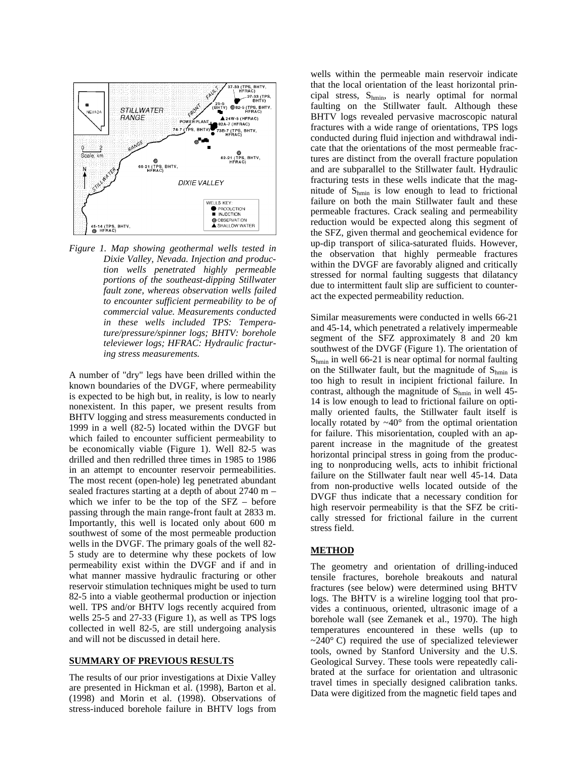*Figure 1. Map showing geothermal wells tested in Dixie Valley, Nevada. Injection and production wells penetrated highly permeable portions of the southeast-dipping Stillwater fault zone, whereas observation wells failed to encounter sufficient permeability to be of commercial value. Measurements conducted in these wells included TPS: Temperature/pressure/spinner logs; BHTV: borehole televiewer logs; HFRAC: Hydraulic fracturing stress measurements.*

A number of "dry" legs have been drilled within the known boundaries of the DVGF, where permeability is expected to be high but, in reality, is low to nearly nonexistent. In this paper, we present results from BHTV logging and stress measurements conducted in 1999 in a well (82-5) located within the DVGF but which failed to encounter sufficient permeability to be economically viable (Figure 1). Well 82-5 was drilled and then redrilled three times in 1985 to 1986 in an attempt to encounter reservoir permeabilities. The most recent (open-hole) leg penetrated abundant sealed fractures starting at a depth of about 2740 m – which we infer to be the top of the SFZ – before passing through the main range-front fault at 2833 m. Importantly, this well is located only about 600 m southwest of some of the most permeable production wells in the DVGF. The primary goals of the well 82-5 study are to determine why these pockets of low permeability exist within the DVGF and if and in what manner massive hydraulic fracturing or other reservoir stimulation techniques might be used to turn 82-5 into a viable geothermal production or injection well. TPS and/or BHTV logs recently acquired from wells 25-5 and 27-33 (Figure 1), as well as TPS logs collected in well 82-5, are still undergoing analysis and will not be discussed in detail here.

## SUMMARY OF PREVIOUS RESULTS

The results of our prior investigations at Dixie Valley are presented in Hickman et al. (1998), Barton et al. (1998) and Morin et al. (1998). Observations of stress-induced borehole failure in BHTV logs from wells within the permeable main reservoir indicate that the local orientation of the least horizontal principal stress, $S_{hmin}$, is nearly optimal for normal faulting on the Stillwater fault. Although these BHTV logs revealed pervasive macroscopic natural fractures with a wide range of orientations, TPS logs conducted during fluid injection and withdrawal indicate that the orientations of the most permeable fractures are distinct from the overall fracture population and are subparallel to the Stillwater fault. Hydraulic fracturing tests in these wells indicate that the magnitude of $S_{hmin}$ is low enough to lead to frictional failure on both the main Stillwater fault and these permeable fractures. Crack sealing and permeability reduction would be expected along this segment of the SFZ, given thermal and geochemical evidence for up-dip transport of silica-saturated fluids. However, the observation that highly permeable fractures within the DVGF are favorably aligned and critically stressed for normal faulting suggests that dilatancy due to intermittent fault slip are sufficient to counteract the expected permeability reduction.

Similar measurements were conducted in wells 66-21 and 45-14, which penetrated a relatively impermeable segment of the SFZ approximately 8 and 20 km southwest of the DVGF (Figure 1). The orientation of $S_{hmin}$ in well 66-21 is near optimal for normal faulting on the Stillwater fault, but the magnitude of $S_{hmin}$ is too high to result in incipient frictional failure. In contrast, although the magnitude of $S_{hmin}$ in well 45-14 is low enough to lead to frictional failure on optimally oriented faults, the Stillwater fault itself is locally rotated by ~40° from the optimal orientation for failure. This misorientation, coupled with an apparent increase in the magnitude of the greatest horizontal principal stress in going from the producing to nonproducing wells, acts to inhibit frictional failure on the Stillwater fault near well 45-14. Data from non-productive wells located outside of the DVGF thus indicate that a necessary condition for high reservoir permeability is that the SFZ be critically stressed for frictional failure in the current stress field.

## METHOD

The geometry and orientation of drilling-induced tensile fractures, borehole breakouts and natural fractures (see below) were determined using BHTV logs. The BHTV is a wireline logging tool that provides a continuous, oriented, ultrasonic image of a borehole wall (see Zemanek et al., 1970). The high temperatures encountered in these wells (up to ~240° C) required the use of specialized televiewer tools, owned by Stanford University and the U.S. Geological Survey. These tools were repeatedly calibrated at the surface for orientation and ultrasonic travel times in specially designed calibration tanks. Data were digitized from the magnetic field tapes and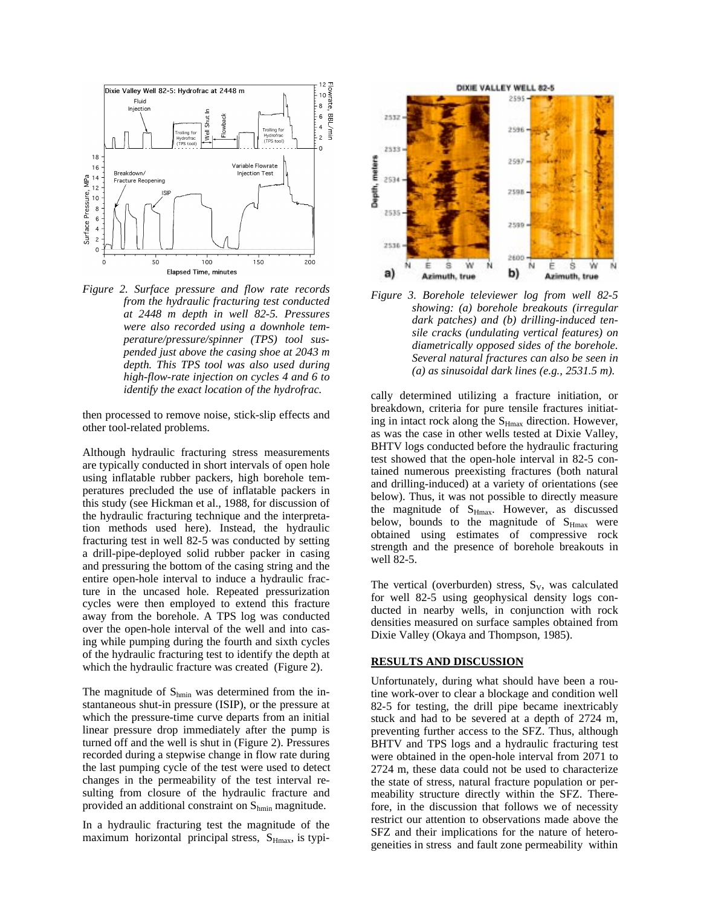*Figure 2. Surface pressure and flow rate records from the hydraulic fracturing test conducted at 2448 m depth in well 82-5. Pressures were also recorded using a downhole temperature/pressure/spinner (TPS) tool suspended just above the casing shoe at 2043 m depth. This TPS tool was also used during high-flow-rate injection on cycles 4 and 6 to identify the exact location of the hydrofrac.*

then processed to remove noise, stick-slip effects and other tool-related problems.

Although hydraulic fracturing stress measurements are typically conducted in short intervals of open hole using inflatable rubber packers, high borehole temperatures precluded the use of inflatable packers in this study (see Hickman et al., 1988, for discussion of the hydraulic fracturing technique and the interpretation methods used here). Instead, the hydraulic fracturing test in well 82-5 was conducted by setting a drill-pipe-deployed solid rubber packer in casing and pressuring the bottom of the casing string and the entire open-hole interval to induce a hydraulic fracture in the uncased hole. Repeated pressurization cycles were then employed to extend this fracture away from the borehole. A TPS log was conducted over the open-hole interval of the well and into casing while pumping during the fourth and sixth cycles of the hydraulic fracturing test to identify the depth at which the hydraulic fracture was created (Figure 2).

The magnitude of $S_{hmin}$ was determined from the instantaneous shut-in pressure (ISIP), or the pressure at which the pressure-time curve departs from an initial linear pressure drop immediately after the pump is turned off and the well is shut in (Figure 2). Pressures recorded during a stepwise change in flow rate during the last pumping cycle of the test were used to detect changes in the permeability of the test interval resulting from closure of the hydraulic fracture and provided an additional constraint on $S_{hmin}$ magnitude.

In a hydraulic fracturing test the magnitude of the maximum horizontal principal stress, $S_{Hmax}$, is typically determined utilizing a fracture initiation, or breakdown, criteria for pure tensile fractures initiating in intact rock along the $S_{Hmax}$ direction. However, as was the case in other wells tested at Dixie Valley, BHTV logs conducted before the hydraulic fracturing test showed that the open-hole interval in 82-5 contained numerous preexisting fractures (both natural and drilling-induced) at a variety of orientations (see below). Thus, it was not possible to directly measure the magnitude of $S_{Hmax}$. However, as discussed below, bounds to the magnitude of $S_{Hmax}$ were obtained using estimates of compressive rock strength and the presence of borehole breakouts in well 82-5.

*Figure 3. Borehole televiewer log from well 82-5 showing: (a) borehole breakouts (irregular dark patches) and (b) drilling-induced tensile cracks (undulating vertical features) on diametrically opposed sides of the borehole. Several natural fractures can also be seen in (a) as sinusoidal dark lines (e.g., 2531.5 m).*

The vertical (overburden) stress, $S_V$, was calculated for well 82-5 using geophysical density logs conducted in nearby wells, in conjunction with rock densities measured on surface samples obtained from Dixie Valley (Okaya and Thompson, 1985).

## RESULTS AND DISCUSSION

Unfortunately, during what should have been a routine work-over to clear a blockage and condition well 82-5 for testing, the drill pipe became inextricably stuck and had to be severed at a depth of 2724 m, preventing further access to the SFZ. Thus, although BHTV and TPS logs and a hydraulic fracturing test were obtained in the open-hole interval from 2071 to 2724 m, these data could not be used to characterize the state of stress, natural fracture population or permeability structure directly within the SFZ. Therefore, in the discussion that follows we of necessity restrict our attention to observations made above the SFZ and their implications for the nature of heterogeneities in stress and fault zone permeability within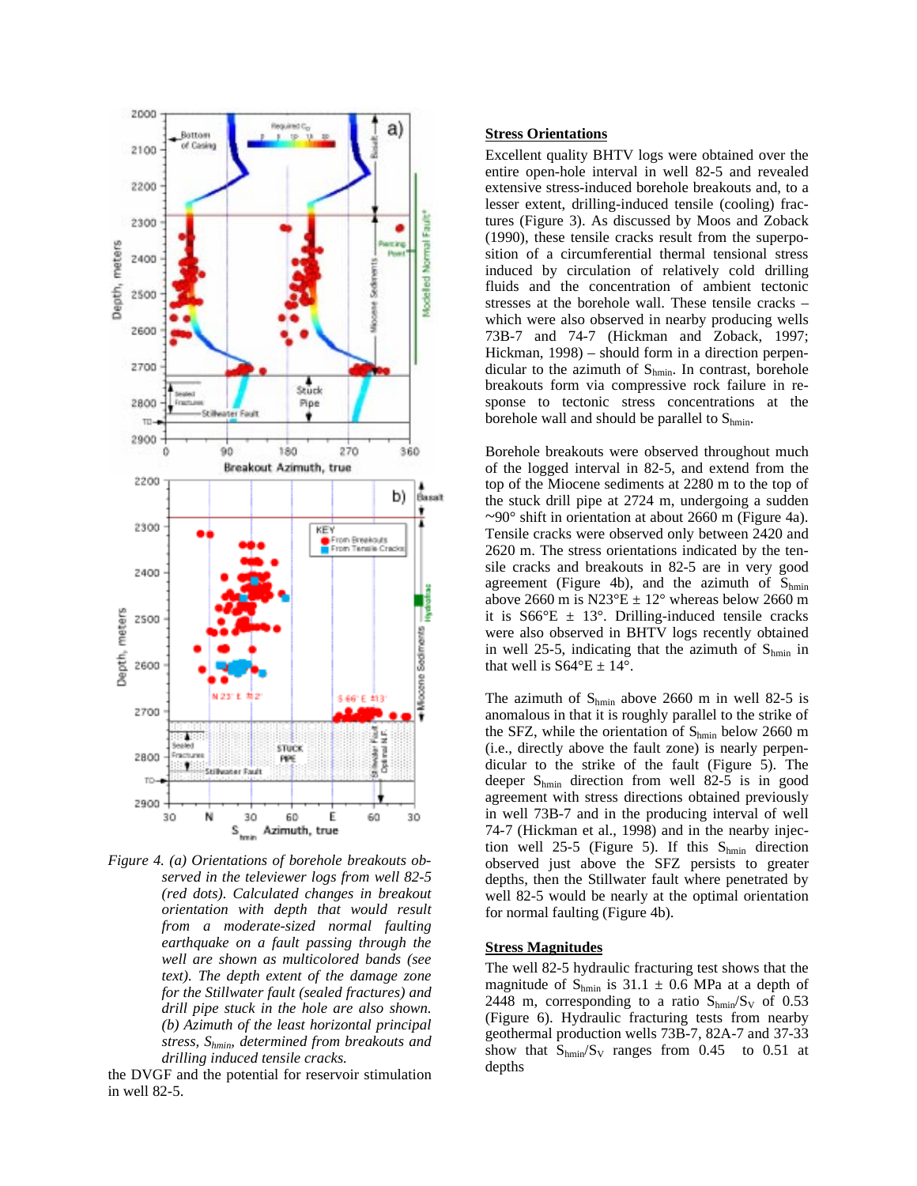*Figure 4. (a) Orientations of borehole breakouts observed in the televiewer logs from well 82-5 (red dots). Calculated changes in breakout orientation with depth that would result from a moderate-sized normal faulting earthquake on a fault passing through the well are shown as multicolored bands (see text). The depth extent of the damage zone for the Stillwater fault (sealed fractures) and drill pipe stuck in the hole are also shown. (b) Azimuth of the least horizontal principal stress, $S_{hmin}$, determined from breakouts and drilling induced tensile cracks.*

the DVGF and the potential for reservoir stimulation in well 82-5.

## Stress Orientations

Excellent quality BHTV logs were obtained over the entire open-hole interval in well 82-5 and revealed extensive stress-induced borehole breakouts and, to a lesser extent, drilling-induced tensile (cooling) fractures (Figure 3). As discussed by Moos and Zoback (1990), these tensile cracks result from the superposition of a circumferential thermal tensional stress induced by circulation of relatively cold drilling fluids and the concentration of ambient tectonic stresses at the borehole wall. These tensile cracks – which were also observed in nearby producing wells 73B-7 and 74-7 (Hickman and Zoback, 1997; Hickman, 1998) – should form in a direction perpendicular to the azimuth of $S_{hmin}$. In contrast, borehole breakouts form via compressive rock failure in response to tectonic stress concentrations at the borehole wall and should be parallel to $S_{hmin}$.

Borehole breakouts were observed throughout much of the logged interval in 82-5, and extend from the top of the Miocene sediments at 2280 m to the top of the stuck drill pipe at 2724 m, undergoing a sudden ~90° shift in orientation at about 2660 m (Figure 4a). Tensile cracks were observed only between 2420 and 2620 m. The stress orientations indicated by the tensile cracks and breakouts in 82-5 are in very good agreement (Figure 4b), and the azimuth of $S_{hmin}$ above 2660 m is N23°E ± 12° whereas below 2660 m it is S66°E ± 13°. Drilling-induced tensile cracks were also observed in BHTV logs recently obtained in well 25-5, indicating that the azimuth of $S_{hmin}$ in that well is S64°E ± 14°.

The azimuth of $S_{hmin}$ above 2660 m in well 82-5 is anomalous in that it is roughly parallel to the strike of the SFZ, while the orientation of $S_{hmin}$ below 2660 m (i.e., directly above the fault zone) is nearly perpendicular to the strike of the fault (Figure 5). The deeper $S_{hmin}$ direction from well 82-5 is in good agreement with stress directions obtained previously in well 73B-7 and in the producing interval of well 74-7 (Hickman et al., 1998) and in the nearby injection well 25-5 (Figure 5). If this $S_{hmin}$ direction observed just above the SFZ persists to greater depths, then the Stillwater fault where penetrated by well 82-5 would be nearly at the optimal orientation for normal faulting (Figure 4b).

## Stress Magnitudes

The well 82-5 hydraulic fracturing test shows that the magnitude of $S_{hmin}$ is 31.1 ± 0.6 MPa at a depth of 2448 m, corresponding to a ratio $S_{hmin}/S_V$ of 0.53 (Figure 6). Hydraulic fracturing tests from nearby geothermal production wells 73B-7, 82A-7 and 37-33 show that $S_{hmin}/S_V$ ranges from 0.45 to 0.51 at depths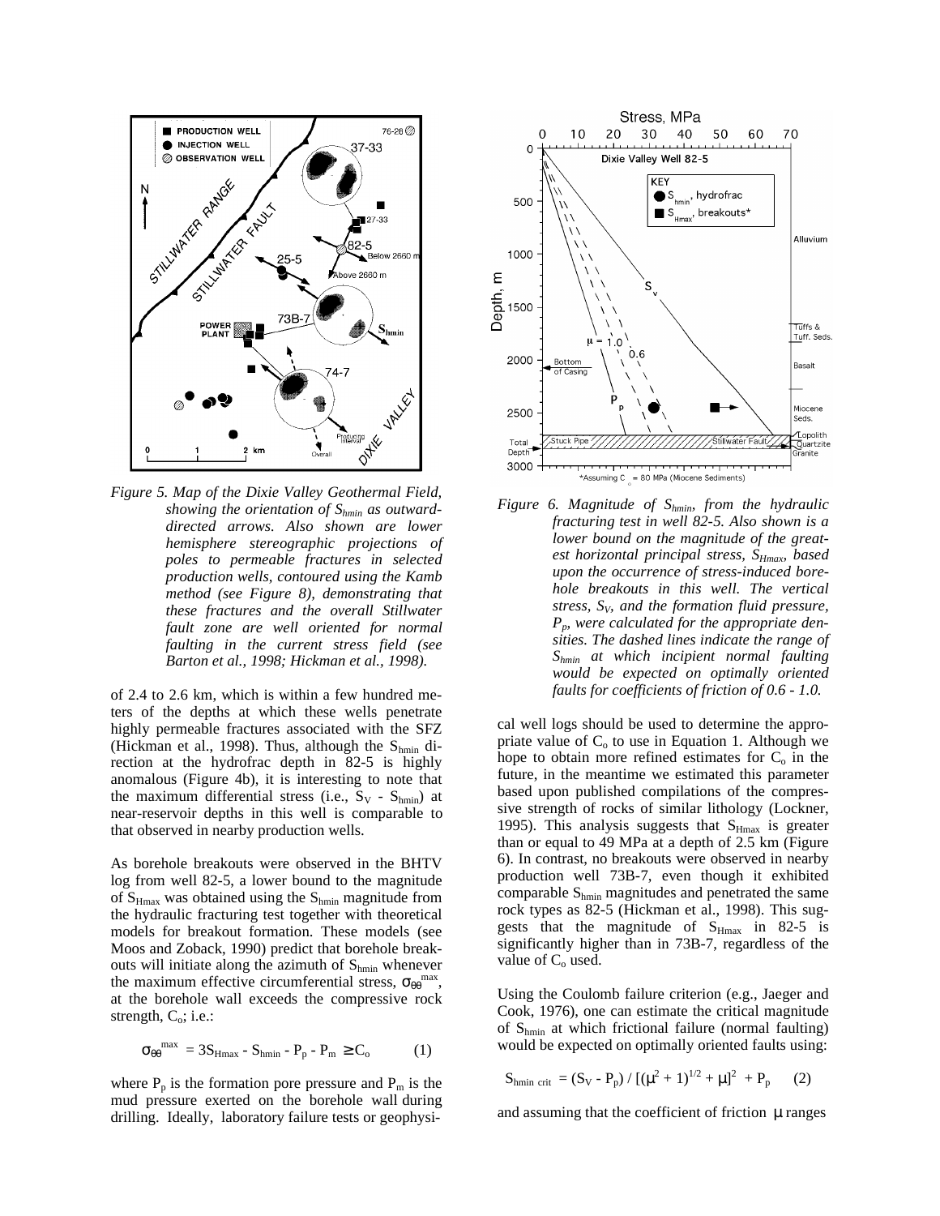*Figure 5. Map of the Dixie Valley Geothermal Field, showing the orientation of $S_{hmin}$ as outward-directed arrows. Also shown are lower hemisphere stereographic projections of poles to permeable fractures in selected production wells, contoured using the Kamb method (see Figure 8), demonstrating that these fractures and the overall Stillwater fault zone are well oriented for normal faulting in the current stress field (see Barton et al., 1998; Hickman et al., 1998).*

of 2.4 to 2.6 km, which is within a few hundred meters of the depths at which these wells penetrate highly permeable fractures associated with the SFZ (Hickman et al., 1998). Thus, although the $S_{hmin}$ direction at the hydrofrac depth in 82-5 is highly anomalous (Figure 4b), it is interesting to note that the maximum differential stress (i.e., $S_V - S_{hmin}$) at near-reservoir depths in this well is comparable to that observed in nearby production wells.

As borehole breakouts were observed in the BHTV log from well 82-5, a lower bound to the magnitude of $S_{Hmax}$ was obtained using the $S_{hmin}$ magnitude from the hydraulic fracturing test together with theoretical models for breakout formation. These models (see Moos and Zoback, 1990) predict that borehole breakouts will initiate along the azimuth of $S_{hmin}$ whenever the maximum effective circumferential stress, $\sigma_{\theta\theta}^{max}$, at the borehole wall exceeds the compressive rock strength, $C_o$; i.e.:

$$\sigma_{\theta\theta}^{max} = 3S_{Hmax} - S_{hmin} - P_p - P_m \geq C_o \qquad (1)$$

where $P_p$ is the formation pore pressure and $P_m$ is the mud pressure exerted on the borehole wall during drilling. Ideally, laboratory failure tests or geophysical well logs should be used to determine the appropriate value of $C_o$ to use in Equation 1. Although we hope to obtain more refined estimates for $C_o$ in the future, in the meantime we estimated this parameter based upon published compilations of the compressive strength of rocks of similar lithology (Lockner, 1995). This analysis suggests that $S_{Hmax}$ is greater than or equal to 49 MPa at a depth of 2.5 km (Figure 6). In contrast, no breakouts were observed in nearby production well 73B-7, even though it exhibited comparable $S_{hmin}$ magnitudes and penetrated the same rock types as 82-5 (Hickman et al., 1998). This suggests that the magnitude of $S_{Hmax}$ in 82-5 is significantly higher than in 73B-7, regardless of the value of $C_o$ used.

*Figure 6. Magnitude of $S_{hmin}$, from the hydraulic fracturing test in well 82-5. Also shown is a lower bound on the magnitude of the greatest horizontal principal stress, $S_{Hmax}$, based upon the occurrence of stress-induced borehole breakouts in this well. The vertical stress, $S_V$, and the formation fluid pressure, $P_p$, were calculated for the appropriate densities. The dashed lines indicate the range of $S_{hmin}$ at which incipient normal faulting would be expected on optimally oriented faults for coefficients of friction of 0.6 - 1.0.*

Using the Coulomb failure criterion (e.g., Jaeger and Cook, 1976), one can estimate the critical magnitude of $S_{hmin}$ at which frictional failure (normal faulting) would be expected on optimally oriented faults using:

$$S_{hmin\ crit} = (S_V - P_p) / [(\mu^2 + 1)^{1/2} + \mu]^2 + P_p \qquad (2)$$

and assuming that the coefficient of friction $\mu$ ranges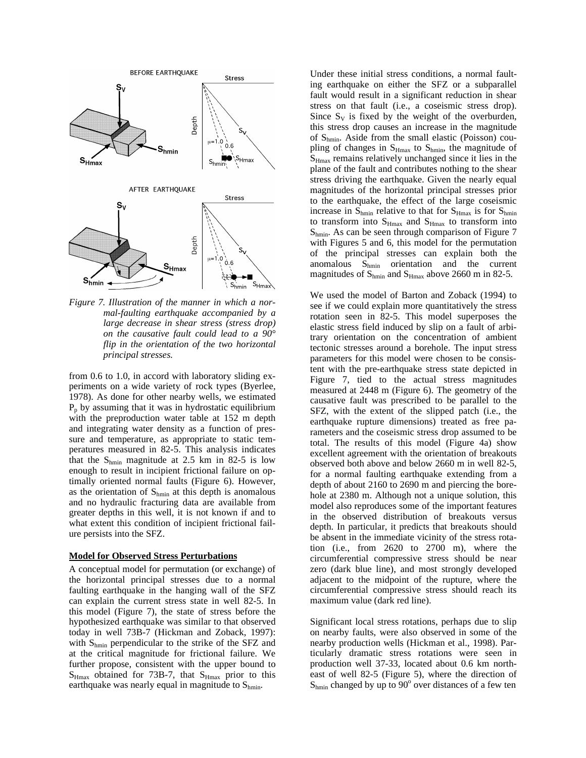*Figure 7. Illustration of the manner in which a normal-faulting earthquake accompanied by a large decrease in shear stress (stress drop) on the causative fault could lead to a 90° flip in the orientation of the two horizontal principal stresses.*

from 0.6 to 1.0, in accord with laboratory sliding experiments on a wide variety of rock types (Byerlee, 1978). As done for other nearby wells, we estimated $P_p$ by assuming that it was in hydrostatic equilibrium with the preproduction water table at 152 m depth and integrating water density as a function of pressure and temperature, as appropriate to static temperatures measured in 82-5. This analysis indicates that the $S_{hmin}$ magnitude at 2.5 km in 82-5 is low enough to result in incipient frictional failure on optimally oriented normal faults (Figure 6). However, as the orientation of $S_{hmin}$ at this depth is anomalous and no hydraulic fracturing data are available from greater depths in this well, it is not known if and to what extent this condition of incipient frictional failure persists into the SFZ.

**Model for Observed Stress Perturbations**

A conceptual model for permutation (or exchange) of the horizontal principal stresses due to a normal faulting earthquake in the hanging wall of the SFZ can explain the current stress state in well 82-5. In this model (Figure 7), the state of stress before the hypothesized earthquake was similar to that observed today in well 73B-7 (Hickman and Zoback, 1997): with $S_{hmin}$ perpendicular to the strike of the SFZ and at the critical magnitude for frictional failure. We further propose, consistent with the upper bound to $S_{Hmax}$ obtained for 73B-7, that $S_{Hmax}$ prior to this earthquake was nearly equal in magnitude to $S_{hmin}$.

Under these initial stress conditions, a normal faulting earthquake on either the SFZ or a subparallel fault would result in a significant reduction in shear stress on that fault (i.e., a coseismic stress drop). Since $S_V$ is fixed by the weight of the overburden, this stress drop causes an increase in the magnitude of $S_{hmin}$. Aside from the small elastic (Poisson) coupling of changes in $S_{Hmax}$ to $S_{hmin}$, the magnitude of $S_{Hmax}$ remains relatively unchanged since it lies in the plane of the fault and contributes nothing to the shear stress driving the earthquake. Given the nearly equal magnitudes of the horizontal principal stresses prior to the earthquake, the effect of the large coseismic increase in $S_{hmin}$ relative to that for $S_{Hmax}$ is for $S_{hmin}$ to transform into $S_{Hmax}$ and $S_{Hmax}$ to transform into $S_{hmin}$. As can be seen through comparison of Figure 7 with Figures 5 and 6, this model for the permutation of the principal stresses can explain both the anomalous $S_{hmin}$ orientation and the current magnitudes of $S_{hmin}$ and $S_{Hmax}$ above 2660 m in 82-5.

We used the model of Barton and Zoback (1994) to see if we could explain more quantitatively the stress rotation seen in 82-5. This model superposes the elastic stress field induced by slip on a fault of arbitrary orientation on the concentration of ambient tectonic stresses around a borehole. The input stress parameters for this model were chosen to be consistent with the pre-earthquake stress state depicted in Figure 7, tied to the actual stress magnitudes measured at 2448 m (Figure 6). The geometry of the causative fault was prescribed to be parallel to the SFZ, with the extent of the slipped patch (i.e., the earthquake rupture dimensions) treated as free parameters and the coseismic stress drop assumed to be total. The results of this model (Figure 4a) show excellent agreement with the orientation of breakouts observed both above and below 2660 m in well 82-5, for a normal faulting earthquake extending from a depth of about 2160 to 2690 m and piercing the borehole at 2380 m. Although not a unique solution, this model also reproduces some of the important features in the observed distribution of breakouts versus depth. In particular, it predicts that breakouts should be absent in the immediate vicinity of the stress rotation (i.e., from 2620 to 2700 m), where the circumferential compressive stress should be near zero (dark blue line), and most strongly developed adjacent to the midpoint of the rupture, where the circumferential compressive stress should reach its maximum value (dark red line).

Significant local stress rotations, perhaps due to slip on nearby faults, were also observed in some of the nearby production wells (Hickman et al., 1998). Particularly dramatic stress rotations were seen in production well 37-33, located about 0.6 km northeast of well 82-5 (Figure 5), where the direction of $S_{hmin}$ changed by up to $90^{o}$ over distances of a few ten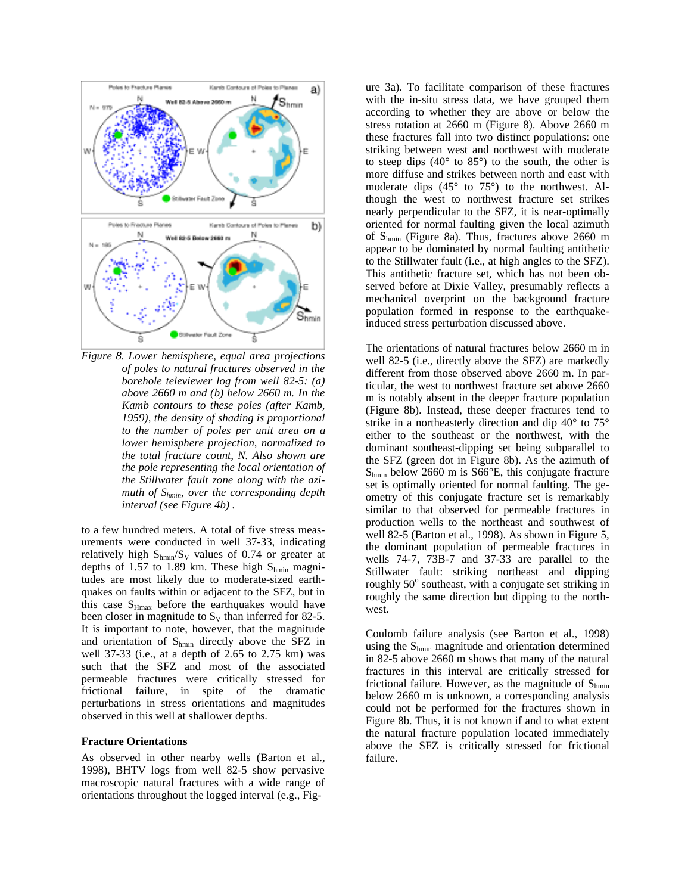Figure 8. Lower hemisphere, equal area projections of poles to natural fractures observed in the borehole televiewer log from well 82-5: (a) above 2660 m and (b) below 2660 m. In the Kamb contours to these poles (after Kamb, 1959), the density of shading is proportional to the number of poles per unit area on a lower hemisphere projection, normalized to the total fracture count, N. Also shown are the pole representing the local orientation of the Stillwater fault zone along with the azimuth of $S_{hmin}$, over the corresponding depth interval (see Figure 4b) .

to a few hundred meters. A total of five stress measurements were conducted in well 37-33, indicating relatively high $S_{hmin}/S_V$ values of 0.74 or greater at depths of 1.57 to 1.89 km. These high $S_{hmin}$ magnitudes are most likely due to moderate-sized earthquakes on faults within or adjacent to the SFZ, but in this case $S_{Hmax}$ before the earthquakes would have been closer in magnitude to $S_V$ than inferred for 82-5. It is important to note, however, that the magnitude and orientation of $S_{hmin}$ directly above the SFZ in well 37-33 (i.e., at a depth of 2.65 to 2.75 km) was such that the SFZ and most of the associated permeable fractures were critically stressed for frictional failure, in spite of the dramatic perturbations in stress orientations and magnitudes observed in this well at shallower depths.

## Fracture Orientations

As observed in other nearby wells (Barton et al., 1998), BHTV logs from well 82-5 show pervasive macroscopic natural fractures with a wide range of orientations throughout the logged interval (e.g., Figure 3a). To facilitate comparison of these fractures with the in-situ stress data, we have grouped them according to whether they are above or below the stress rotation at 2660 m (Figure 8). Above 2660 m these fractures fall into two distinct populations: one striking between west and northwest with moderate to steep dips (40° to 85°) to the south, the other is more diffuse and strikes between north and east with moderate dips (45° to 75°) to the northwest. Although the west to northwest fracture set strikes nearly perpendicular to the SFZ, it is near-optimally oriented for normal faulting given the local azimuth of $S_{hmin}$ (Figure 8a). Thus, fractures above 2660 m appear to be dominated by normal faulting antithetic to the Stillwater fault (i.e., at high angles to the SFZ). This antithetic fracture set, which has not been observed before at Dixie Valley, presumably reflects a mechanical overprint on the background fracture population formed in response to the earthquake-induced stress perturbation discussed above.

The orientations of natural fractures below 2660 m in well 82-5 (i.e., directly above the SFZ) are markedly different from those observed above 2660 m. In particular, the west to northwest fracture set above 2660 m is notably absent in the deeper fracture population (Figure 8b). Instead, these deeper fractures tend to strike in a northeasterly direction and dip 40° to 75° either to the southeast or the northwest, with the dominant southeast-dipping set being subparallel to the SFZ (green dot in Figure 8b). As the azimuth of $S_{hmin}$ below 2660 m is S66°E, this conjugate fracture set is optimally oriented for normal faulting. The geometry of this conjugate fracture set is remarkably similar to that observed for permeable fractures in production wells to the northeast and southwest of well 82-5 (Barton et al., 1998). As shown in Figure 5, the dominant population of permeable fractures in wells 74-7, 73B-7 and 37-33 are parallel to the Stillwater fault: striking northeast and dipping roughly 50° southeast, with a conjugate set striking in roughly the same direction but dipping to the northwest.

Coulomb failure analysis (see Barton et al., 1998) using the $S_{hmin}$ magnitude and orientation determined in 82-5 above 2660 m shows that many of the natural fractures in this interval are critically stressed for frictional failure. However, as the magnitude of $S_{hmin}$ below 2660 m is unknown, a corresponding analysis could not be performed for the fractures shown in Figure 8b. Thus, it is not known if and to what extent the natural fracture population located immediately above the SFZ is critically stressed for frictional failure.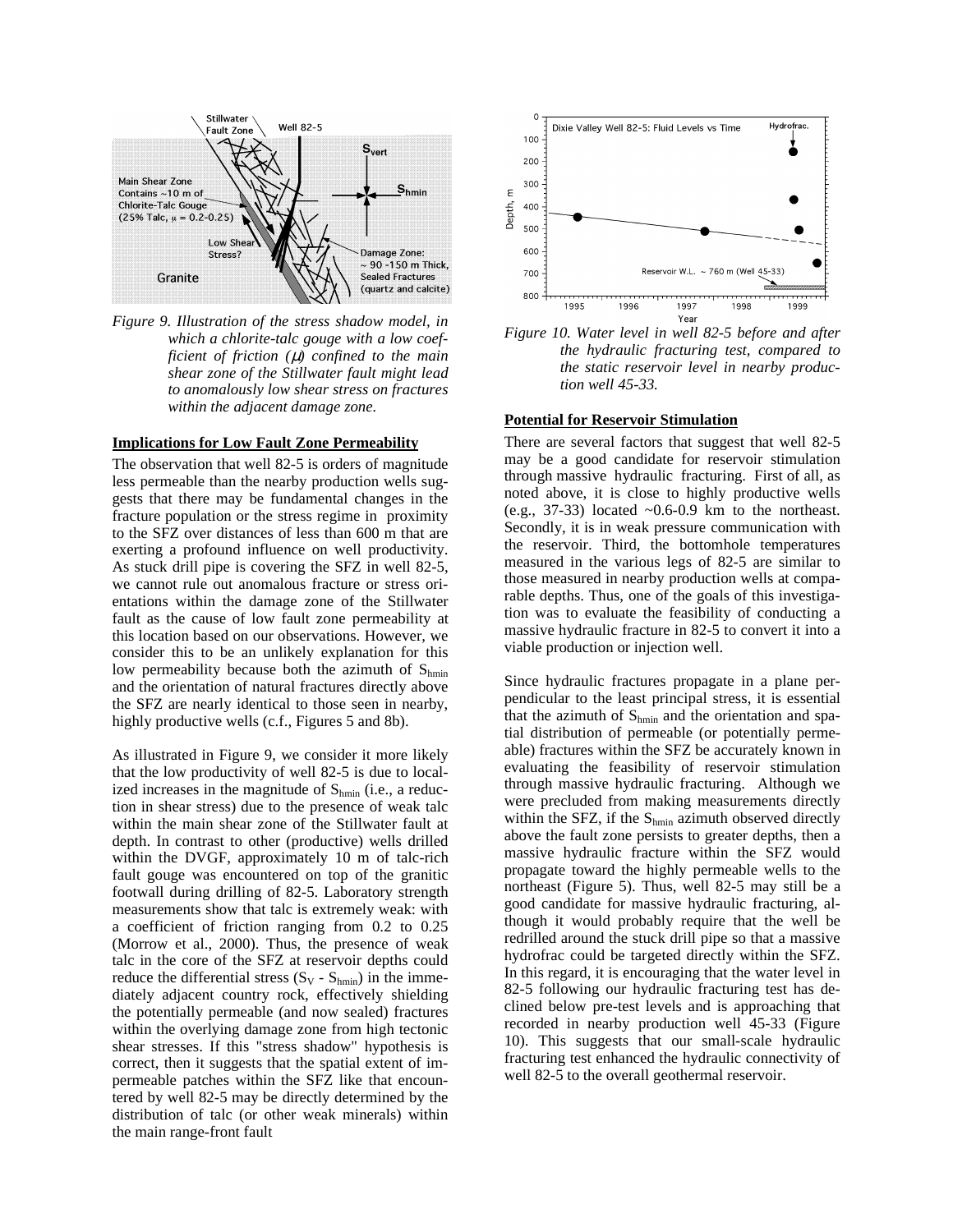*Figure 9. Illustration of the stress shadow model, in which a chlorite-talc gouge with a low coefficient of friction ($\mu$) confined to the main shear zone of the Stillwater fault might lead to anomalously low shear stress on fractures within the adjacent damage zone.*

## Implications for Low Fault Zone Permeability

The observation that well 82-5 is orders of magnitude less permeable than the nearby production wells suggests that there may be fundamental changes in the fracture population or the stress regime in proximity to the SFZ over distances of less than 600 m that are exerting a profound influence on well productivity. As stuck drill pipe is covering the SFZ in well 82-5, we cannot rule out anomalous fracture or stress orientations within the damage zone of the Stillwater fault as the cause of low fault zone permeability at this location based on our observations. However, we consider this to be an unlikely explanation for this low permeability because both the azimuth of $S_{hmin}$ and the orientation of natural fractures directly above the SFZ are nearly identical to those seen in nearby, highly productive wells (c.f., Figures 5 and 8b).

As illustrated in Figure 9, we consider it more likely that the low productivity of well 82-5 is due to localized increases in the magnitude of $S_{hmin}$ (i.e., a reduction in shear stress) due to the presence of weak talc within the main shear zone of the Stillwater fault at depth. In contrast to other (productive) wells drilled within the DVGF, approximately 10 m of talc-rich fault gouge was encountered on top of the granitic footwall during drilling of 82-5. Laboratory strength measurements show that talc is extremely weak: with a coefficient of friction ranging from 0.2 to 0.25 (Morrow et al., 2000). Thus, the presence of weak talc in the core of the SFZ at reservoir depths could reduce the differential stress ($S_V$ - $S_{hmin}$) in the immediately adjacent country rock, effectively shielding the potentially permeable (and now sealed) fractures within the overlying damage zone from high tectonic shear stresses. If this "stress shadow" hypothesis is correct, then it suggests that the spatial extent of impermeable patches within the SFZ like that encountered by well 82-5 may be directly determined by the distribution of talc (or other weak minerals) within the main range-front fault

*Figure 10. Water level in well 82-5 before and after the hydraulic fracturing test, compared to the static reservoir level in nearby production well 45-33.*

## Potential for Reservoir Stimulation

There are several factors that suggest that well 82-5 may be a good candidate for reservoir stimulation through massive hydraulic fracturing. First of all, as noted above, it is close to highly productive wells (e.g., 37-33) located ~0.6-0.9 km to the northeast. Secondly, it is in weak pressure communication with the reservoir. Third, the bottomhole temperatures measured in the various legs of 82-5 are similar to those measured in nearby production wells at comparable depths. Thus, one of the goals of this investigation was to evaluate the feasibility of conducting a massive hydraulic fracture in 82-5 to convert it into a viable production or injection well.

Since hydraulic fractures propagate in a plane perpendicular to the least principal stress, it is essential that the azimuth of $S_{hmin}$ and the orientation and spatial distribution of permeable (or potentially permeable) fractures within the SFZ be accurately known in evaluating the feasibility of reservoir stimulation through massive hydraulic fracturing. Although we were precluded from making measurements directly within the SFZ, if the $S_{hmin}$ azimuth observed directly above the fault zone persists to greater depths, then a massive hydraulic fracture within the SFZ would propagate toward the highly permeable wells to the northeast (Figure 5). Thus, well 82-5 may still be a good candidate for massive hydraulic fracturing, although it would probably require that the well be redrilled around the stuck drill pipe so that a massive hydrofrac could be targeted directly within the SFZ. In this regard, it is encouraging that the water level in 82-5 following our hydraulic fracturing test has declined below pre-test levels and is approaching that recorded in nearby production well 45-33 (Figure 10). This suggests that our small-scale hydraulic fracturing test enhanced the hydraulic connectivity of well 82-5 to the overall geothermal reservoir.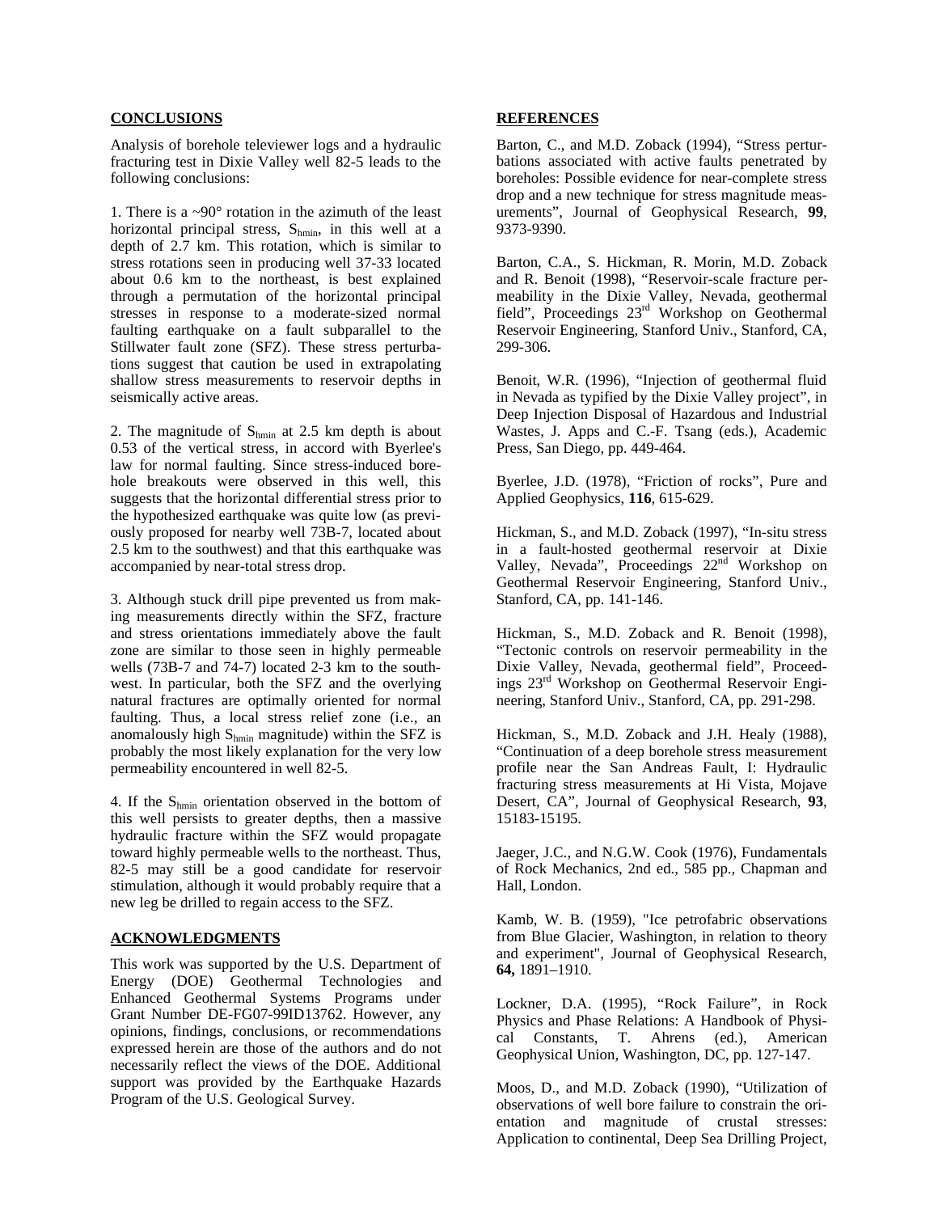## CONCLUSIONS

Analysis of borehole televiewer logs and a hydraulic fracturing test in Dixie Valley well 82-5 leads to the following conclusions:

1. There is a ~90° rotation in the azimuth of the least horizontal principal stress, $S_{hmin}$, in this well at a depth of 2.7 km. This rotation, which is similar to stress rotations seen in producing well 37-33 located about 0.6 km to the northeast, is best explained through a permutation of the horizontal principal stresses in response to a moderate-sized normal faulting earthquake on a fault subparallel to the Stillwater fault zone (SFZ). These stress perturbations suggest that caution be used in extrapolating shallow stress measurements to reservoir depths in seismically active areas.

2. The magnitude of $S_{hmin}$ at 2.5 km depth is about 0.53 of the vertical stress, in accord with Byerlee's law for normal faulting. Since stress-induced borehole breakouts were observed in this well, this suggests that the horizontal differential stress prior to the hypothesized earthquake was quite low (as previously proposed for nearby well 73B-7, located about 2.5 km to the southwest) and that this earthquake was accompanied by near-total stress drop.

3. Although stuck drill pipe prevented us from making measurements directly within the SFZ, fracture and stress orientations immediately above the fault zone are similar to those seen in highly permeable wells (73B-7 and 74-7) located 2-3 km to the southwest. In particular, both the SFZ and the overlying natural fractures are optimally oriented for normal faulting. Thus, a local stress relief zone (i.e., an anomalously high $S_{hmin}$ magnitude) within the SFZ is probably the most likely explanation for the very low permeability encountered in well 82-5.

4. If the $S_{hmin}$ orientation observed in the bottom of this well persists to greater depths, then a massive hydraulic fracture within the SFZ would propagate toward highly permeable wells to the northeast. Thus, 82-5 may still be a good candidate for reservoir stimulation, although it would probably require that a new leg be drilled to regain access to the SFZ.

## ACKNOWLEDGMENTS

This work was supported by the U.S. Department of Energy (DOE) Geothermal Technologies and Enhanced Geothermal Systems Programs under Grant Number DE-FG07-99ID13762. However, any opinions, findings, conclusions, or recommendations expressed herein are those of the authors and do not necessarily reflect the views of the DOE. Additional support was provided by the Earthquake Hazards Program of the U.S. Geological Survey.

## REFERENCES

Barton, C., and M.D. Zoback (1994), "Stress perturbations associated with active faults penetrated by boreholes: Possible evidence for near-complete stress drop and a new technique for stress magnitude measurements", Journal of Geophysical Research, **99**, 9373-9390.

Barton, C.A., S. Hickman, R. Morin, M.D. Zoback and R. Benoit (1998), "Reservoir-scale fracture permeability in the Dixie Valley, Nevada, geothermal field", Proceedings 23rd Workshop on Geothermal Reservoir Engineering, Stanford Univ., Stanford, CA, 299-306.

Benoit, W.R. (1996), "Injection of geothermal fluid in Nevada as typified by the Dixie Valley project", in Deep Injection Disposal of Hazardous and Industrial Wastes, J. Apps and C.-F. Tsang (eds.), Academic Press, San Diego, pp. 449-464.

Byerlee, J.D. (1978), "Friction of rocks", Pure and Applied Geophysics, **116**, 615-629.

Hickman, S., and M.D. Zoback (1997), "In-situ stress in a fault-hosted geothermal reservoir at Dixie Valley, Nevada", Proceedings 22nd Workshop on Geothermal Reservoir Engineering, Stanford Univ., Stanford, CA, pp. 141-146.

Hickman, S., M.D. Zoback and R. Benoit (1998), "Tectonic controls on reservoir permeability in the Dixie Valley, Nevada, geothermal field", Proceedings 23rd Workshop on Geothermal Reservoir Engineering, Stanford Univ., Stanford, CA, pp. 291-298.

Hickman, S., M.D. Zoback and J.H. Healy (1988), "Continuation of a deep borehole stress measurement profile near the San Andreas Fault, I: Hydraulic fracturing stress measurements at Hi Vista, Mojave Desert, CA", Journal of Geophysical Research, **93**, 15183-15195.

Jaeger, J.C., and N.G.W. Cook (1976), Fundamentals of Rock Mechanics, 2nd ed., 585 pp., Chapman and Hall, London.

Kamb, W. B. (1959), "Ice petrofabric observations from Blue Glacier, Washington, in relation to theory and experiment", Journal of Geophysical Research, **64,** 1891–1910.

Lockner, D.A. (1995), "Rock Failure", in Rock Physics and Phase Relations: A Handbook of Physical Constants, T. Ahrens (ed.), American Geophysical Union, Washington, DC, pp. 127-147.

Moos, D., and M.D. Zoback (1990), "Utilization of observations of well bore failure to constrain the orientation and magnitude of crustal stresses: Application to continental, Deep Sea Drilling Project,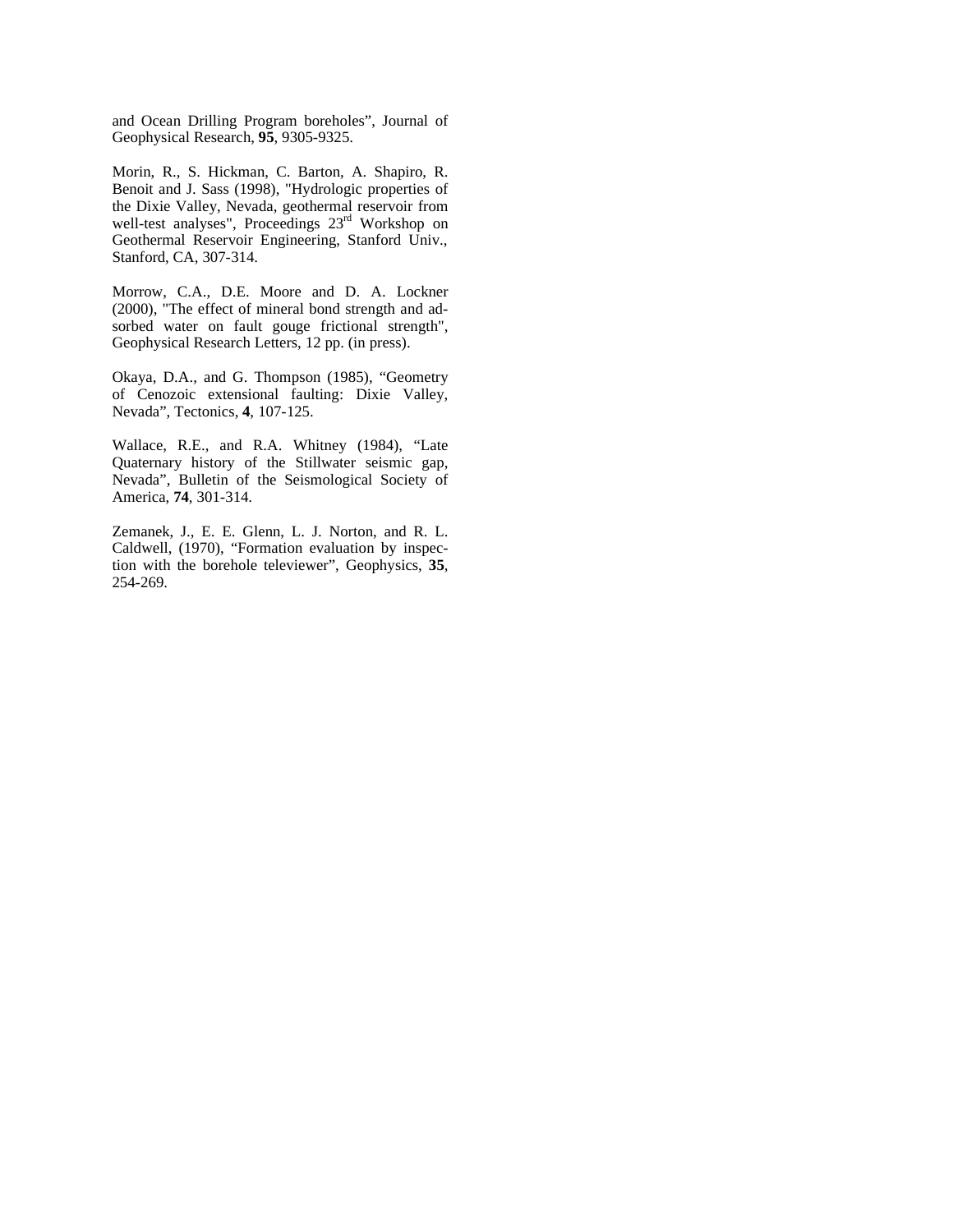and Ocean Drilling Program boreholes", Journal of Geophysical Research, **95**, 9305-9325.

Morin, R., S. Hickman, C. Barton, A. Shapiro, R. Benoit and J. Sass (1998), "Hydrologic properties of the Dixie Valley, Nevada, geothermal reservoir from well-test analyses", Proceedings 23rd Workshop on Geothermal Reservoir Engineering, Stanford Univ., Stanford, CA, 307-314.

Morrow, C.A., D.E. Moore and D. A. Lockner (2000), "The effect of mineral bond strength and adsorbed water on fault gouge frictional strength", Geophysical Research Letters, 12 pp. (in press).

Okaya, D.A., and G. Thompson (1985), "Geometry of Cenozoic extensional faulting: Dixie Valley, Nevada", Tectonics, **4**, 107-125.

Wallace, R.E., and R.A. Whitney (1984), "Late Quaternary history of the Stillwater seismic gap, Nevada", Bulletin of the Seismological Society of America, **74**, 301-314.

Zemanek, J., E. E. Glenn, L. J. Norton, and R. L. Caldwell, (1970), "Formation evaluation by inspection with the borehole televiewer", Geophysics, **35**, 254-269.